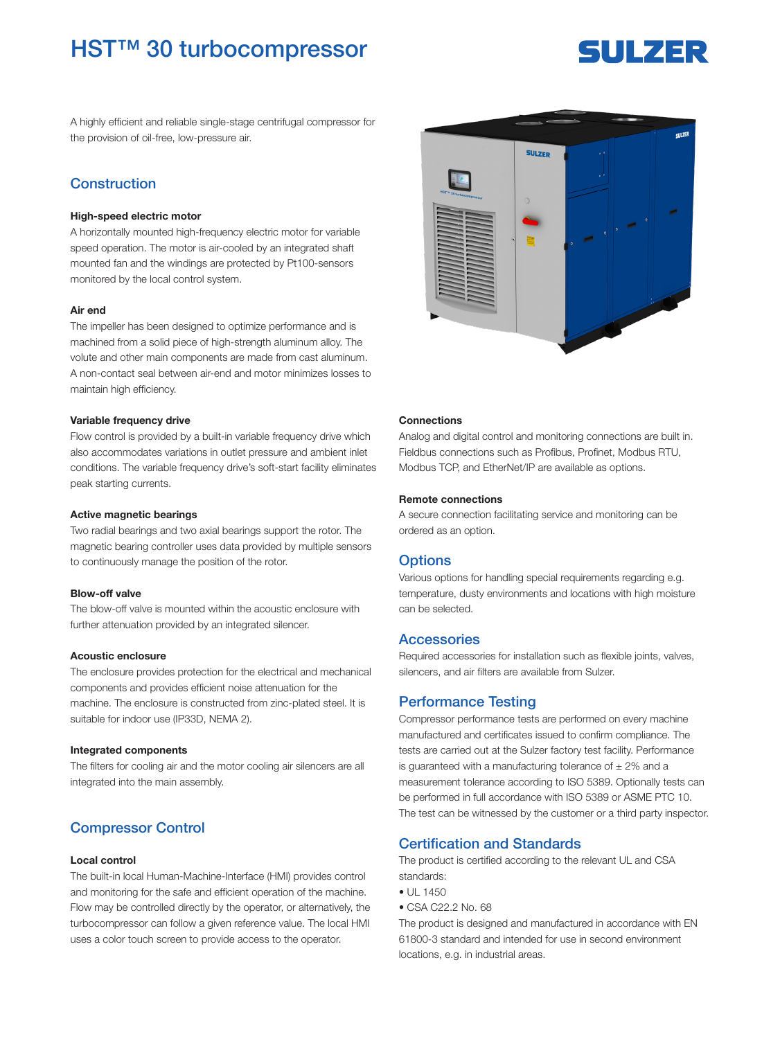# HST™ 30 turbocompressor

A highly efficient and reliable single-stage centrifugal compressor for the provision of oil-free, low-pressure air.

## Construction

**High-speed electric motor**

A horizontally mounted high-frequency electric motor for variable speed operation. The motor is air-cooled by an integrated shaft mounted fan and the windings are protected by Pt100-sensors monitored by the local control system.

**Air end**

The impeller has been designed to optimize performance and is machined from a solid piece of high-strength aluminum alloy. The volute and other main components are made from cast aluminum. A non-contact seal between air-end and motor minimizes losses to maintain high efficiency.

**Variable frequency drive**

Flow control is provided by a built-in variable frequency drive which also accommodates variations in outlet pressure and ambient inlet conditions. The variable frequency drive's soft-start facility eliminates peak starting currents.

**Active magnetic bearings**

Two radial bearings and two axial bearings support the rotor. The magnetic bearing controller uses data provided by multiple sensors to continuously manage the position of the rotor.

**Blow-off valve**

The blow-off valve is mounted within the acoustic enclosure with further attenuation provided by an integrated silencer.

**Acoustic enclosure**

The enclosure provides protection for the electrical and mechanical components and provides efficient noise attenuation for the machine. The enclosure is constructed from zinc-plated steel. It is suitable for indoor use (IP33D, NEMA 2).

**Integrated components**

The filters for cooling air and the motor cooling air silencers are all integrated into the main assembly.

## Compressor Control

**Local control**

The built-in local Human-Machine-Interface (HMI) provides control and monitoring for the safe and efficient operation of the machine. Flow may be controlled directly by the operator, or alternatively, the turbocompressor can follow a given reference value. The local HMI uses a color touch screen to provide access to the operator.

**Connections**

Analog and digital control and monitoring connections are built in. Fieldbus connections such as Profibus, Profinet, Modbus RTU, Modbus TCP, and EtherNet/IP are available as options.

**Remote connections**

A secure connection facilitating service and monitoring can be ordered as an option.

## Options

Various options for handling special requirements regarding e.g. temperature, dusty environments and locations with high moisture can be selected.

## Accessories

Required accessories for installation such as flexible joints, valves, silencers, and air filters are available from Sulzer.

## Performance Testing

Compressor performance tests are performed on every machine manufactured and certificates issued to confirm compliance. The tests are carried out at the Sulzer factory test facility. Performance is guaranteed with a manufacturing tolerance of ± 2% and a measurement tolerance according to ISO 5389. Optionally tests can be performed in full accordance with ISO 5389 or ASME PTC 10. The test can be witnessed by the customer or a third party inspector.

## Certification and Standards

The product is certified according to the relevant UL and CSA standards:

- UL 1450
- CSA C22.2 No. 68

The product is designed and manufactured in accordance with EN 61800-3 standard and intended for use in second environment locations, e.g. in industrial areas.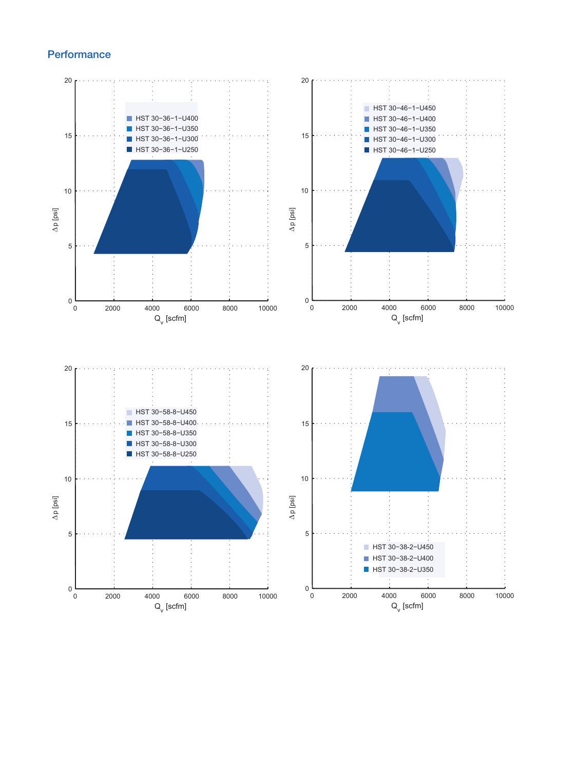## Performance

HST 30−36−1−U400
HST 30−36−1−U350
HST 30−36−1−U300
HST 30−36−1−U250

Δ p [psi]

$Q_v$ [scfm]

HST 30−46−1−U450
HST 30−46−1−U400
HST 30−46−1−U350
HST 30−46−1−U300
HST 30−46−1−U250

Δ p [psi]

$Q_v$ [scfm]

HST 30−58−8−U450
HST 30−58−8−U400
HST 30−58−8−U350
HST 30−58−8−U300
HST 30−58−8−U250

Δ p [psi]

$Q_v$ [scfm]

HST 30−38−2−U450
HST 30−38−2−U400
HST 30−38−2−U350

Δ p [psi]

$Q_v$ [scfm]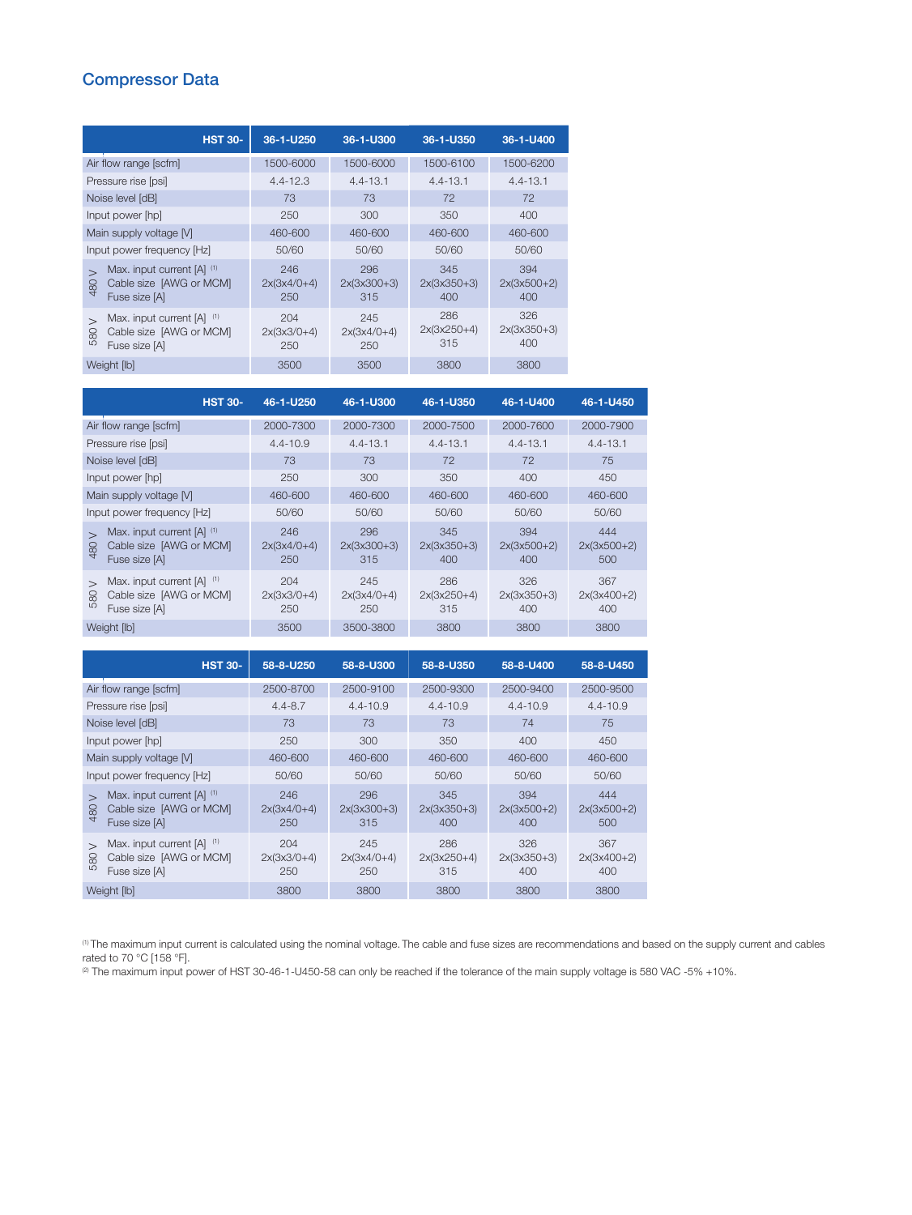## Compressor Data

| HST 30- | | 36-1-U250 | 36-1-U300 | 36-1-U350 | 36-1-U400 |
|---|---|---|---|---|---|
| Air flow range [scfm] | | 1500-6000 | 1500-6000 | 1500-6100 | 1500-6200 |
| Pressure rise [psi] | | 4.4-12.3 | 4.4-13.1 | 4.4-13.1 | 4.4-13.1 |
| Noise level [dB] | | 73 | 73 | 72 | 72 |
| Input power [hp] | | 250 | 300 | 350 | 400 |
| Main supply voltage [V] | | 460-600 | 460-600 | 460-600 | 460-600 |
| Input power frequency [Hz] | | 50/60 | 50/60 | 50/60 | 50/60 |
| 480 V | Max. input current [A] [1] | 246 | 296 | 345 | 394 |
| | Cable size [AWG or MCM] | 2x(3x4/0+4) | 2x(3x300+3) | 2x(3x350+3) | 2x(3x500+2) |
| | Fuse size [A] | 250 | 315 | 400 | 400 |
| 580 V | Max. input current [A] [1] | 204 | 245 | 286 | 326 |
| | Cable size [AWG or MCM] | 2x(3x3/0+4) | 2x(3x4/0+4) | 2x(3x250+4) | 2x(3x350+3) |
| | Fuse size [A] | 250 | 250 | 315 | 400 |
| Weight [lb] | | 3500 | 3500 | 3800 | 3800 |

| HST 30- | | 46-1-U250 | 46-1-U300 | 46-1-U350 | 46-1-U400 | 46-1-U450 |
|---|---|---|---|---|---|---|
| Air flow range [scfm] | | 2000-7300 | 2000-7300 | 2000-7500 | 2000-7600 | 2000-7900 |
| Pressure rise [psi] | | 4.4-10.9 | 4.4-13.1 | 4.4-13.1 | 4.4-13.1 | 4.4-13.1 |
| Noise level [dB] | | 73 | 73 | 72 | 72 | 75 |
| Input power [hp] | | 250 | 300 | 350 | 400 | 450 |
| Main supply voltage [V] | | 460-600 | 460-600 | 460-600 | 460-600 | 460-600 |
| Input power frequency [Hz] | | 50/60 | 50/60 | 50/60 | 50/60 | 50/60 |
| 480 V | Max. input current [A] [1] | 246 | 296 | 345 | 394 | 444 |
| | Cable size [AWG or MCM] | 2x(3x4/0+4) | 2x(3x300+3) | 2x(3x350+3) | 2x(3x500+2) | 2x(3x500+2) |
| | Fuse size [A] | 250 | 315 | 400 | 400 | 500 |
| 580 V | Max. input current [A] [1] | 204 | 245 | 286 | 326 | 367 |
| | Cable size [AWG or MCM] | 2x(3x3/0+4) | 2x(3x4/0+4) | 2x(3x250+4) | 2x(3x350+3) | 2x(3x400+2) |
| | Fuse size [A] | 250 | 250 | 315 | 400 | 400 |
| Weight [lb] | | 3500 | 3500-3800 | 3800 | 3800 | 3800 |

| HST 30- | | 58-8-U250 | 58-8-U300 | 58-8-U350 | 58-8-U400 | 58-8-U450 |
|---|---|---|---|---|---|---|
| Air flow range [scfm] | | 2500-8700 | 2500-9100 | 2500-9300 | 2500-9400 | 2500-9500 |
| Pressure rise [psi] | | 4.4-8.7 | 4.4-10.9 | 4.4-10.9 | 4.4-10.9 | 4.4-10.9 |
| Noise level [dB] | | 73 | 73 | 73 | 74 | 75 |
| Input power [hp] | | 250 | 300 | 350 | 400 | 450 |
| Main supply voltage [V] | | 460-600 | 460-600 | 460-600 | 460-600 | 460-600 |
| Input power frequency [Hz] | | 50/60 | 50/60 | 50/60 | 50/60 | 50/60 |
| 480 V | Max. input current [A] [1] | 246 | 296 | 345 | 394 | 444 |
| | Cable size [AWG or MCM] | 2x(3x4/0+4) | 2x(3x300+3) | 2x(3x350+3) | 2x(3x500+2) | 2x(3x500+2) |
| | Fuse size [A] | 250 | 315 | 400 | 400 | 500 |
| 580 V | Max. input current [A] [1] | 204 | 245 | 286 | 326 | 367 |
| | Cable size [AWG or MCM] | 2x(3x3/0+4) | 2x(3x4/0+4) | 2x(3x250+4) | 2x(3x350+3) | 2x(3x400+2) |
| | Fuse size [A] | 250 | 250 | 315 | 400 | 400 |
| Weight [lb] | | 3800 | 3800 | 3800 | 3800 | 3800 |

[1] The maximum input current is calculated using the nominal voltage. The cable and fuse sizes are recommendations and based on the supply current and cables rated to 70 °C [158 °F].

[2] The maximum input power of HST 30-46-1-U450-58 can only be reached if the tolerance of the main supply voltage is 580 VAC -5% +10%.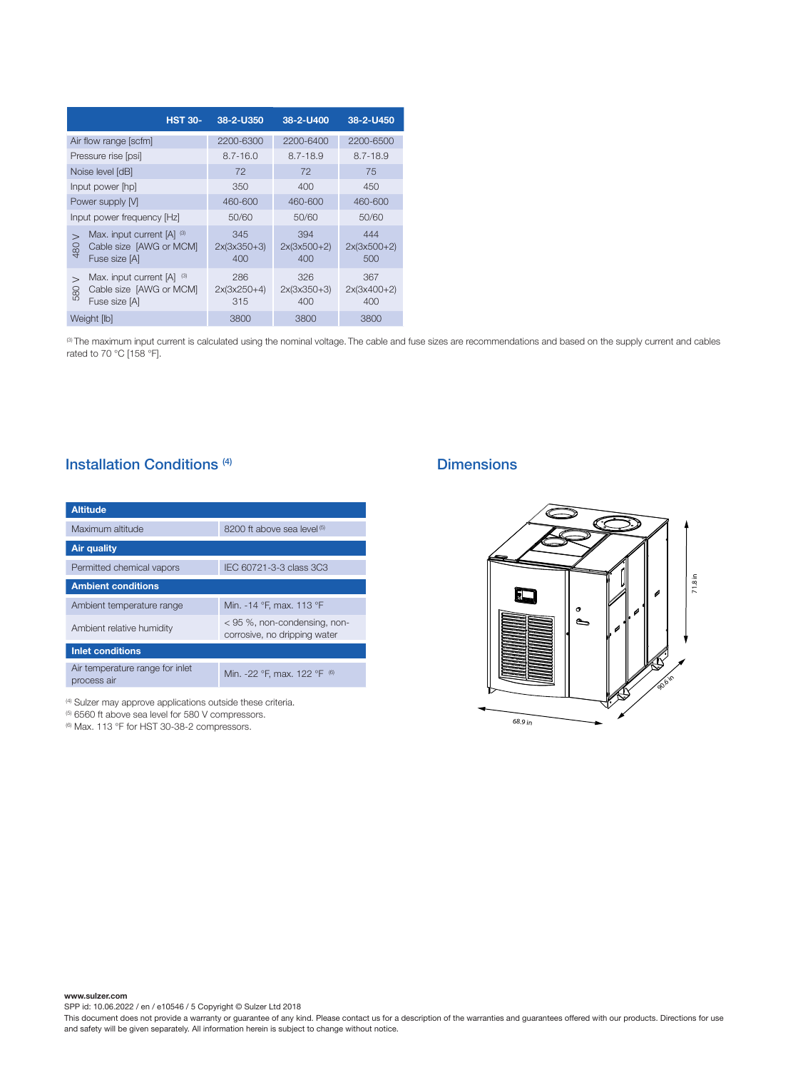| HST 30- | | 38-2-U350 | 38-2-U400 | 38-2-U450 |
|---|---|---|---|---|
| Air flow range [scfm] | | 2200-6300 | 2200-6400 | 2200-6500 |
| Pressure rise [psi] | | 8.7-16.0 | 8.7-18.9 | 8.7-18.9 |
| Noise level [dB] | | 72 | 72 | 75 |
| Input power [hp] | | 350 | 400 | 450 |
| Power supply [V] | | 460-600 | 460-600 | 460-600 |
| Input power frequency [Hz] | | 50/60 | 50/60 | 50/60 |
| 480 V | Max. input current [A] [3] | 345 | 394 | 444 |
| | Cable size [AWG or MCM] | 2x(3x350+3) | 2x(3x500+2) | 2x(3x500+2) |
| | Fuse size [A] | 400 | 400 | 500 |
| 580 V | Max. input current [A] [3] | 286 | 326 | 367 |
| | Cable size [AWG or MCM] | 2x(3x250+4) | 2x(3x350+3) | 2x(3x400+2) |
| | Fuse size [A] | 315 | 400 | 400 |
| Weight [lb] | | 3800 | 3800 | 3800 |

[3] The maximum input current is calculated using the nominal voltage. The cable and fuse sizes are recommendations and based on the supply current and cables rated to 70 °C [158 °F].

## Installation Conditions [4]

| | |
|---|---|
| **Altitude** | |
| Maximum altitude | 8200 ft above sea level [5] |
| **Air quality** | |
| Permitted chemical vapors | IEC 60721-3-3 class 3C3 |
| **Ambient conditions** | |
| Ambient temperature range | Min. -14 °F, max. 113 °F |
| Ambient relative humidity | < 95 %, non-condensing, non-corrosive, no dripping water |
| **Inlet conditions** | |
| Air temperature range for inlet process air | Min. -22 °F, max. 122 °F [6] |

[4] Sulzer may approve applications outside these criteria.
[5] 6560 ft above sea level for 580 V compressors.
[6] Max. 113 °F for HST 30-38-2 compressors.

## Dimensions

71.8 in
90.6 in
68.9 in

**www.sulzer.com**
SPP id: 10.06.2022 / en / e10546 / 5 Copyright © Sulzer Ltd 2018
This document does not provide a warranty or guarantee of any kind. Please contact us for a description of the warranties and guarantees offered with our products. Directions for use and safety will be given separately. All information herein is subject to change without notice.